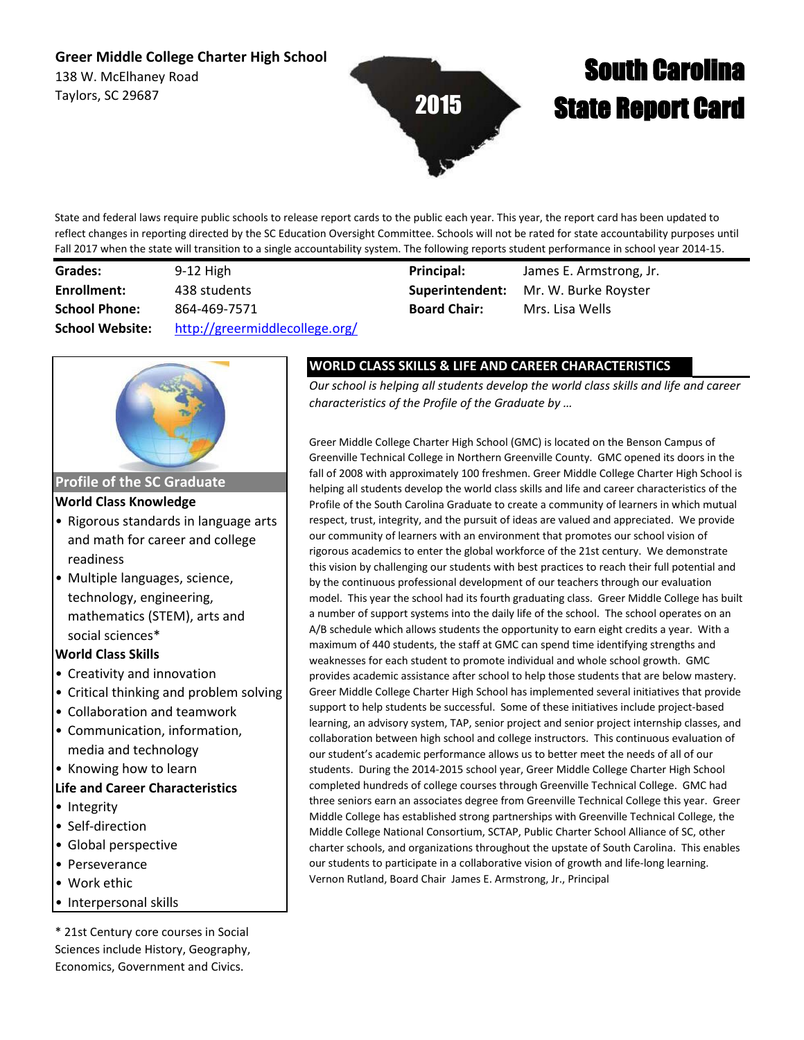**Greer Middle College Charter High School**
138 W. McElhaney Road
Taylors, SC 29687

2015

# South Carolina State Report Card

State and federal laws require public schools to release report cards to the public each year. This year, the report card has been updated to reflect changes in reporting directed by the SC Education Oversight Committee. Schools will not be rated for state accountability purposes until Fall 2017 when the state will transition to a single accountability system. The following reports student performance in school year 2014-15.

| | | | |
|---|---|---|---|
| **Grades:** | 9-12 High | **Principal:** | James E. Armstrong, Jr. |
| **Enrollment:** | 438 students | **Superintendent:** | Mr. W. Burke Royster |
| **School Phone:** | 864-469-7571 | **Board Chair:** | Mrs. Lisa Wells |
| **School Website:** | [http://greermiddlecollege.org/](http://greermiddlecollege.org/) | | |

## Profile of the SC Graduate

### World Class Knowledge

- Rigorous standards in language arts and math for career and college readiness
- Multiple languages, science, technology, engineering, mathematics (STEM), arts and social sciences*

### World Class Skills

- Creativity and innovation
- Critical thinking and problem solving
- Collaboration and teamwork
- Communication, information, media and technology
- Knowing how to learn

### Life and Career Characteristics

- Integrity
- Self-direction
- Global perspective
- Perseverance
- Work ethic
- Interpersonal skills

\* 21st Century core courses in Social Sciences include History, Geography, Economics, Government and Civics.

## WORLD CLASS SKILLS & LIFE AND CAREER CHARACTERISTICS

*Our school is helping all students develop the world class skills and life and career characteristics of the Profile of the Graduate by …*

Greer Middle College Charter High School (GMC) is located on the Benson Campus of Greenville Technical College in Northern Greenville County. GMC opened its doors in the fall of 2008 with approximately 100 freshmen. Greer Middle College Charter High School is helping all students develop the world class skills and life and career characteristics of the Profile of the South Carolina Graduate to create a community of learners in which mutual respect, trust, integrity, and the pursuit of ideas are valued and appreciated. We provide our community of learners with an environment that promotes our school vision of rigorous academics to enter the global workforce of the 21st century. We demonstrate this vision by challenging our students with best practices to reach their full potential and by the continuous professional development of our teachers through our evaluation model. This year the school had its fourth graduating class. Greer Middle College has built a number of support systems into the daily life of the school. The school operates on an A/B schedule which allows students the opportunity to earn eight credits a year. With a maximum of 440 students, the staff at GMC can spend time identifying strengths and weaknesses for each student to promote individual and whole school growth. GMC provides academic assistance after school to help those students that are below mastery. Greer Middle College Charter High School has implemented several initiatives that provide support to help students be successful. Some of these initiatives include project-based learning, an advisory system, TAP, senior project and senior project internship classes, and collaboration between high school and college instructors. This continuous evaluation of our student's academic performance allows us to better meet the needs of all of our students. During the 2014-2015 school year, Greer Middle College Charter High School completed hundreds of college courses through Greenville Technical College. GMC had three seniors earn an associates degree from Greenville Technical College this year. Greer Middle College has established strong partnerships with Greenville Technical College, the Middle College National Consortium, SCTAP, Public Charter School Alliance of SC, other charter schools, and organizations throughout the upstate of South Carolina. This enables our students to participate in a collaborative vision of growth and life-long learning.
Vernon Rutland, Board Chair James E. Armstrong, Jr., Principal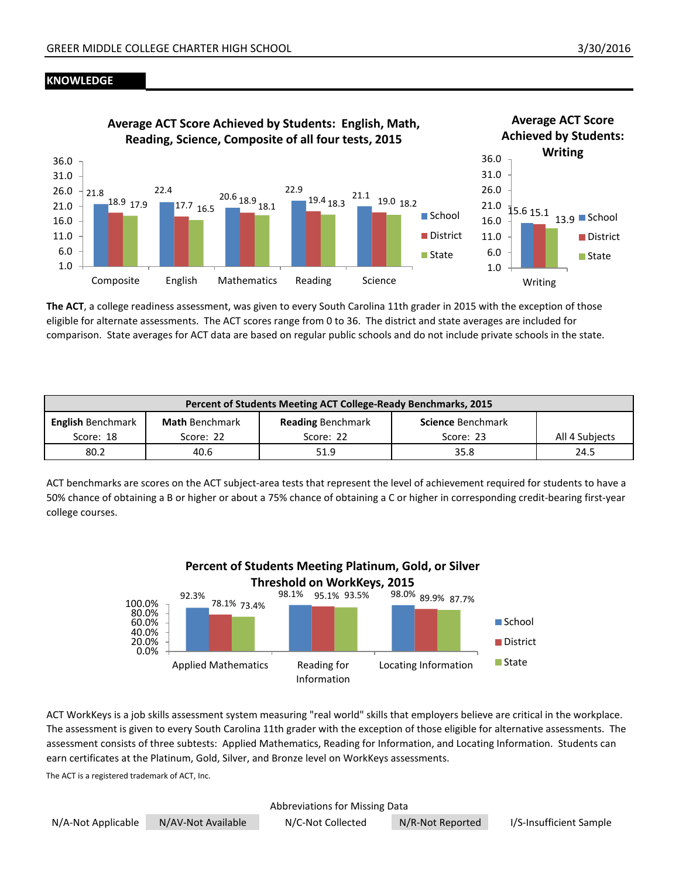## KNOWLEDGE

**Average ACT Score Achieved by Students: English, Math, Reading, Science, Composite of all four tests, 2015**

| | Composite | English | Mathematics | Reading | Science |
|---|---|---|---|---|---|
| School | 21.8 | 22.4 | 20.6 | 22.9 | 21.1 |
| District | 18.9 | 17.7 | 18.9 | 19.4 | 19.0 |
| State | 17.9 | 16.5 | 18.1 | 18.3 | 18.2 |

**Average ACT Score Achieved by Students: Writing**

| | Writing |
|---|---|
| School | 15.6 |
| District | 15.1 |
| State | 13.9 |

**The ACT**, a college readiness assessment, was given to every South Carolina 11th grader in 2015 with the exception of those eligible for alternate assessments. The ACT scores range from 0 to 36. The district and state averages are included for comparison. State averages for ACT data are based on regular public schools and do not include private schools in the state.

| Percent of Students Meeting ACT College-Ready Benchmarks, 2015 | | | | |
|---|---|---|---|---|
| **English** Benchmark Score: 18 | **Math** Benchmark Score: 22 | **Reading** Benchmark Score: 22 | **Science** Benchmark Score: 23 | All 4 Subjects |
| 80.2 | 40.6 | 51.9 | 35.8 | 24.5 |

ACT benchmarks are scores on the ACT subject-area tests that represent the level of achievement required for students to have a 50% chance of obtaining a B or higher or about a 75% chance of obtaining a C or higher in corresponding credit-bearing first-year college courses.

**Percent of Students Meeting Platinum, Gold, or Silver Threshold on WorkKeys, 2015**

| | Applied Mathematics | Reading for Information | Locating Information |
|---|---|---|---|
| School | 92.3% | 98.1% | 98.0% |
| District | 78.1% | 95.1% | 89.9% |
| State | 73.4% | 93.5% | 87.7% |

ACT WorkKeys is a job skills assessment system measuring "real world" skills that employers believe are critical in the workplace. The assessment is given to every South Carolina 11th grader with the exception of those eligible for alternative assessments. The assessment consists of three subtests: Applied Mathematics, Reading for Information, and Locating Information. Students can earn certificates at the Platinum, Gold, Silver, and Bronze level on WorkKeys assessments.

The ACT is a registered trademark of ACT, Inc.

Abbreviations for Missing Data

N/A-Not Applicable | N/AV-Not Available | N/C-Not Collected | N/R-Not Reported | I/S-Insufficient Sample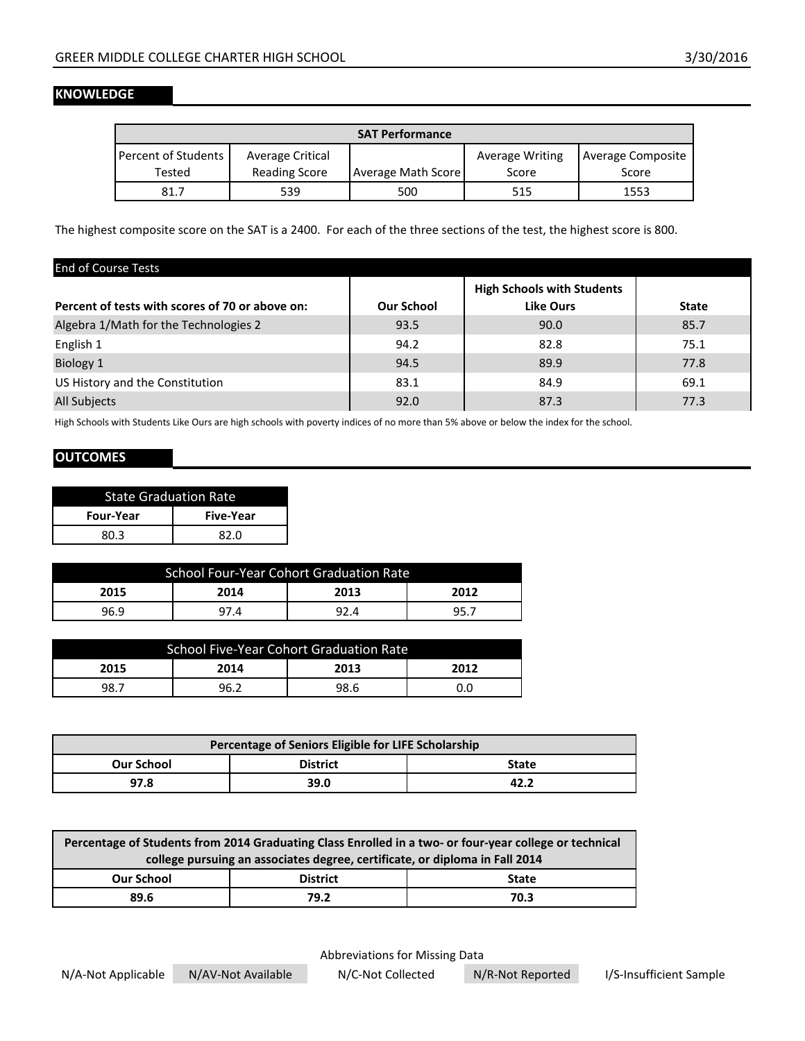## KNOWLEDGE

| SAT Performance | | | | |
|---|---|---|---|---|
| Percent of Students Tested | Average Critical Reading Score | Average Math Score | Average Writing Score | Average Composite Score |
| 81.7 | 539 | 500 | 515 | 1553 |

The highest composite score on the SAT is a 2400. For each of the three sections of the test, the highest score is 800.

| End of Course Tests<br>Percent of tests with scores of 70 or above on: | Our School | High Schools with Students Like Ours | State |
|---|---|---|---|
| Algebra 1/Math for the Technologies 2 | 93.5 | 90.0 | 85.7 |
| English 1 | 94.2 | 82.8 | 75.1 |
| Biology 1 | 94.5 | 89.9 | 77.8 |
| US History and the Constitution | 83.1 | 84.9 | 69.1 |
| All Subjects | 92.0 | 87.3 | 77.3 |

High Schools with Students Like Ours are high schools with poverty indices of no more than 5% above or below the index for the school.

## OUTCOMES

| State Graduation Rate | |
|---|---|
| **Four-Year** | **Five-Year** |
| 80.3 | 82.0 |

| School Four-Year Cohort Graduation Rate | | | |
|---|---|---|---|
| **2015** | **2014** | **2013** | **2012** |
| 96.9 | 97.4 | 92.4 | 95.7 |

| School Five-Year Cohort Graduation Rate | | | |
|---|---|---|---|
| **2015** | **2014** | **2013** | **2012** |
| 98.7 | 96.2 | 98.6 | 0.0 |

| Percentage of Seniors Eligible for LIFE Scholarship | | |
|---|---|---|
| **Our School** | **District** | **State** |
| **97.8** | **39.0** | **42.2** |

| Percentage of Students from 2014 Graduating Class Enrolled in a two- or four-year college or technical college pursuing an associates degree, certificate, or diploma in Fall 2014 | | |
|---|---|---|
| **Our School** | **District** | **State** |
| **89.6** | **79.2** | **70.3** |

Abbreviations for Missing Data

N/A-Not Applicable | N/AV-Not Available | N/C-Not Collected | N/R-Not Reported | I/S-Insufficient Sample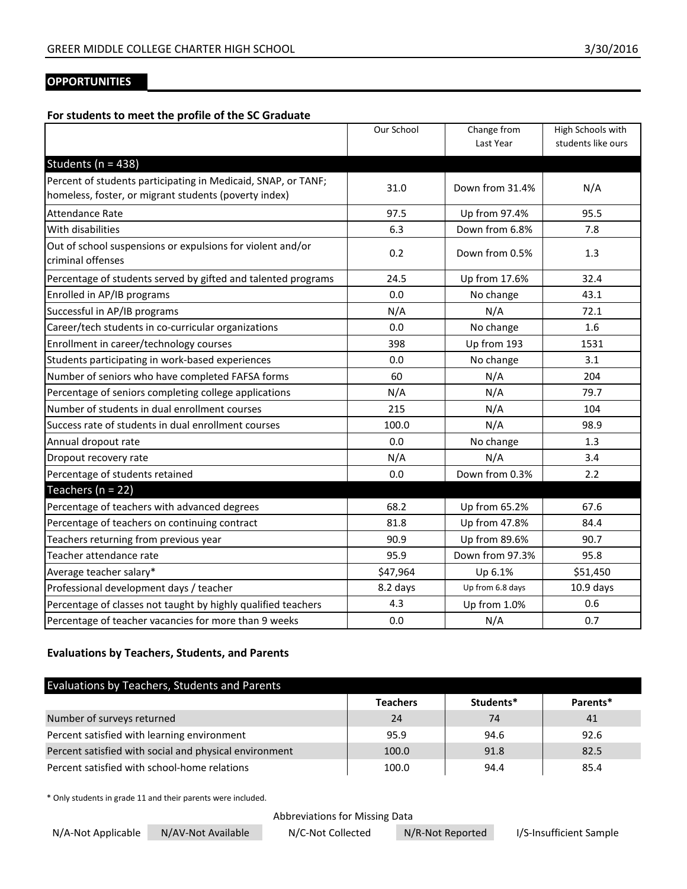## OPPORTUNITIES

### For students to meet the profile of the SC Graduate

| | Our School | Change from Last Year | High Schools with students like ours |
|---|---|---|---|
| **Students (n = 438)** | | | |
| Percent of students participating in Medicaid, SNAP, or TANF; homeless, foster, or migrant students (poverty index) | 31.0 | Down from 31.4% | N/A |
| Attendance Rate | 97.5 | Up from 97.4% | 95.5 |
| With disabilities | 6.3 | Down from 6.8% | 7.8 |
| Out of school suspensions or expulsions for violent and/or criminal offenses | 0.2 | Down from 0.5% | 1.3 |
| Percentage of students served by gifted and talented programs | 24.5 | Up from 17.6% | 32.4 |
| Enrolled in AP/IB programs | 0.0 | No change | 43.1 |
| Successful in AP/IB programs | N/A | N/A | 72.1 |
| Career/tech students in co-curricular organizations | 0.0 | No change | 1.6 |
| Enrollment in career/technology courses | 398 | Up from 193 | 1531 |
| Students participating in work-based experiences | 0.0 | No change | 3.1 |
| Number of seniors who have completed FAFSA forms | 60 | N/A | 204 |
| Percentage of seniors completing college applications | N/A | N/A | 79.7 |
| Number of students in dual enrollment courses | 215 | N/A | 104 |
| Success rate of students in dual enrollment courses | 100.0 | N/A | 98.9 |
| Annual dropout rate | 0.0 | No change | 1.3 |
| Dropout recovery rate | N/A | N/A | 3.4 |
| Percentage of students retained | 0.0 | Down from 0.3% | 2.2 |
| **Teachers (n = 22)** | | | |
| Percentage of teachers with advanced degrees | 68.2 | Up from 65.2% | 67.6 |
| Percentage of teachers on continuing contract | 81.8 | Up from 47.8% | 84.4 |
| Teachers returning from previous year | 90.9 | Up from 89.6% | 90.7 |
| Teacher attendance rate | 95.9 | Down from 97.3% | 95.8 |
| Average teacher salary* | $47,964 | Up 6.1% | $51,450 |
| Professional development days / teacher | 8.2 days | Up from 6.8 days | 10.9 days |
| Percentage of classes not taught by highly qualified teachers | 4.3 | Up from 1.0% | 0.6 |
| Percentage of teacher vacancies for more than 9 weeks | 0.0 | N/A | 0.7 |

### Evaluations by Teachers, Students, and Parents

| Evaluations by Teachers, Students and Parents | Teachers | Students* | Parents* |
|---|---|---|---|
| Number of surveys returned | 24 | 74 | 41 |
| Percent satisfied with learning environment | 95.9 | 94.6 | 92.6 |
| Percent satisfied with social and physical environment | 100.0 | 91.8 | 82.5 |
| Percent satisfied with school-home relations | 100.0 | 94.4 | 85.4 |

* Only students in grade 11 and their parents were included.

Abbreviations for Missing Data

N/A-Not Applicable | N/AV-Not Available | N/C-Not Collected | N/R-Not Reported | I/S-Insufficient Sample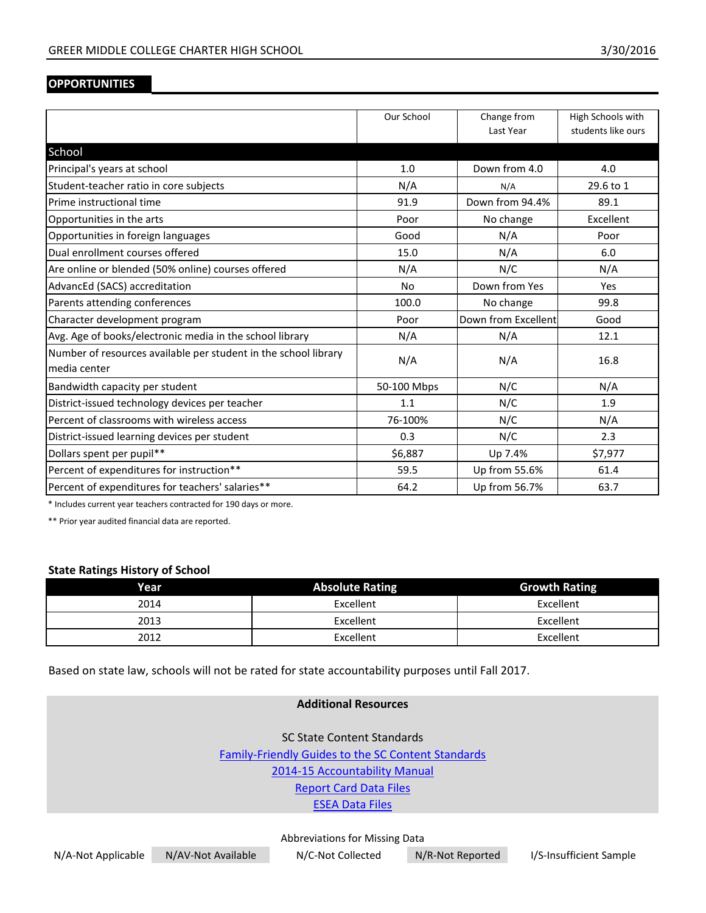## OPPORTUNITIES

| | Our School | Change from Last Year | High Schools with students like ours |
|---|---|---|---|
| **School** | | | |
| Principal's years at school | 1.0 | Down from 4.0 | 4.0 |
| Student-teacher ratio in core subjects | N/A | N/A | 29.6 to 1 |
| Prime instructional time | 91.9 | Down from 94.4% | 89.1 |
| Opportunities in the arts | Poor | No change | Excellent |
| Opportunities in foreign languages | Good | N/A | Poor |
| Dual enrollment courses offered | 15.0 | N/A | 6.0 |
| Are online or blended (50% online) courses offered | N/A | N/C | N/A |
| AdvancEd (SACS) accreditation | No | Down from Yes | Yes |
| Parents attending conferences | 100.0 | No change | 99.8 |
| Character development program | Poor | Down from Excellent | Good |
| Avg. Age of books/electronic media in the school library | N/A | N/A | 12.1 |
| Number of resources available per student in the school library media center | N/A | N/A | 16.8 |
| Bandwidth capacity per student | 50-100 Mbps | N/C | N/A |
| District-issued technology devices per teacher | 1.1 | N/C | 1.9 |
| Percent of classrooms with wireless access | 76-100% | N/C | N/A |
| District-issued learning devices per student | 0.3 | N/C | 2.3 |
| Dollars spent per pupil** | $6,887 | Up 7.4% | $7,977 |
| Percent of expenditures for instruction** | 59.5 | Up from 55.6% | 61.4 |
| Percent of expenditures for teachers' salaries** | 64.2 | Up from 56.7% | 63.7 |

* Includes current year teachers contracted for 190 days or more.

** Prior year audited financial data are reported.

### State Ratings History of School

| Year | Absolute Rating | Growth Rating |
|---|---|---|
| 2014 | Excellent | Excellent |
| 2013 | Excellent | Excellent |
| 2012 | Excellent | Excellent |

Based on state law, schools will not be rated for state accountability purposes until Fall 2017.

**Additional Resources**

SC State Content Standards

Family-Friendly Guides to the SC Content Standards

2014-15 Accountability Manual

Report Card Data Files

ESEA Data Files

Abbreviations for Missing Data

N/A-Not Applicable N/AV-Not Available N/C-Not Collected N/R-Not Reported I/S-Insufficient Sample